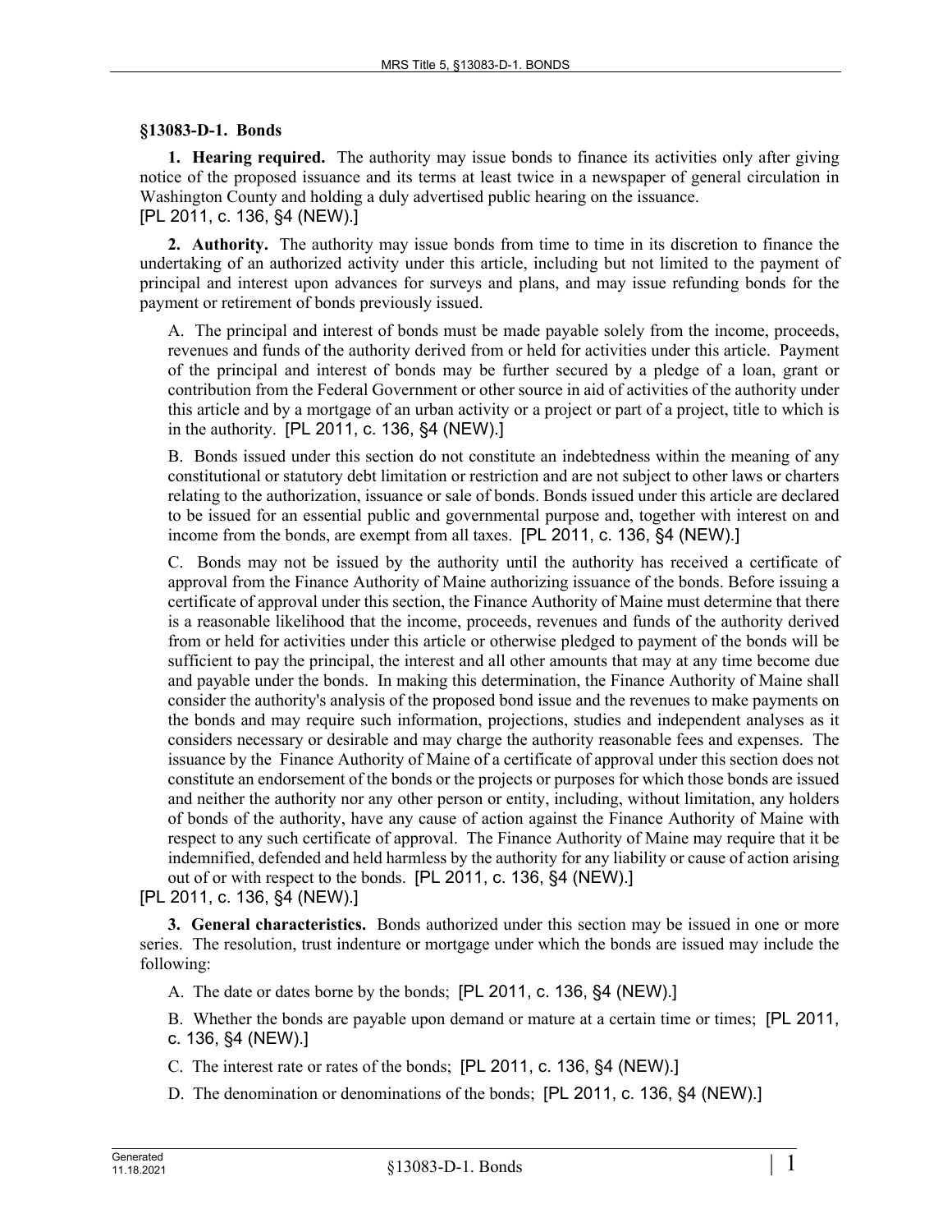## §13083-D-1. Bonds

**1. Hearing required.** The authority may issue bonds to finance its activities only after giving notice of the proposed issuance and its terms at least twice in a newspaper of general circulation in Washington County and holding a duly advertised public hearing on the issuance.
[PL 2011, c. 136, §4 (NEW).]

**2. Authority.** The authority may issue bonds from time to time in its discretion to finance the undertaking of an authorized activity under this article, including but not limited to the payment of principal and interest upon advances for surveys and plans, and may issue refunding bonds for the payment or retirement of bonds previously issued.

A. The principal and interest of bonds must be made payable solely from the income, proceeds, revenues and funds of the authority derived from or held for activities under this article. Payment of the principal and interest of bonds may be further secured by a pledge of a loan, grant or contribution from the Federal Government or other source in aid of activities of the authority under this article and by a mortgage of an urban activity or a project or part of a project, title to which is in the authority. [PL 2011, c. 136, §4 (NEW).]

B. Bonds issued under this section do not constitute an indebtedness within the meaning of any constitutional or statutory debt limitation or restriction and are not subject to other laws or charters relating to the authorization, issuance or sale of bonds. Bonds issued under this article are declared to be issued for an essential public and governmental purpose and, together with interest on and income from the bonds, are exempt from all taxes. [PL 2011, c. 136, §4 (NEW).]

C. Bonds may not be issued by the authority until the authority has received a certificate of approval from the Finance Authority of Maine authorizing issuance of the bonds. Before issuing a certificate of approval under this section, the Finance Authority of Maine must determine that there is a reasonable likelihood that the income, proceeds, revenues and funds of the authority derived from or held for activities under this article or otherwise pledged to payment of the bonds will be sufficient to pay the principal, the interest and all other amounts that may at any time become due and payable under the bonds. In making this determination, the Finance Authority of Maine shall consider the authority's analysis of the proposed bond issue and the revenues to make payments on the bonds and may require such information, projections, studies and independent analyses as it considers necessary or desirable and may charge the authority reasonable fees and expenses. The issuance by the Finance Authority of Maine of a certificate of approval under this section does not constitute an endorsement of the bonds or the projects or purposes for which those bonds are issued and neither the authority nor any other person or entity, including, without limitation, any holders of bonds of the authority, have any cause of action against the Finance Authority of Maine with respect to any such certificate of approval. The Finance Authority of Maine may require that it be indemnified, defended and held harmless by the authority for any liability or cause of action arising out of or with respect to the bonds. [PL 2011, c. 136, §4 (NEW).]

[PL 2011, c. 136, §4 (NEW).]

**3. General characteristics.** Bonds authorized under this section may be issued in one or more series. The resolution, trust indenture or mortgage under which the bonds are issued may include the following:

A. The date or dates borne by the bonds; [PL 2011, c. 136, §4 (NEW).]

B. Whether the bonds are payable upon demand or mature at a certain time or times; [PL 2011, c. 136, §4 (NEW).]

C. The interest rate or rates of the bonds; [PL 2011, c. 136, §4 (NEW).]

D. The denomination or denominations of the bonds; [PL 2011, c. 136, §4 (NEW).]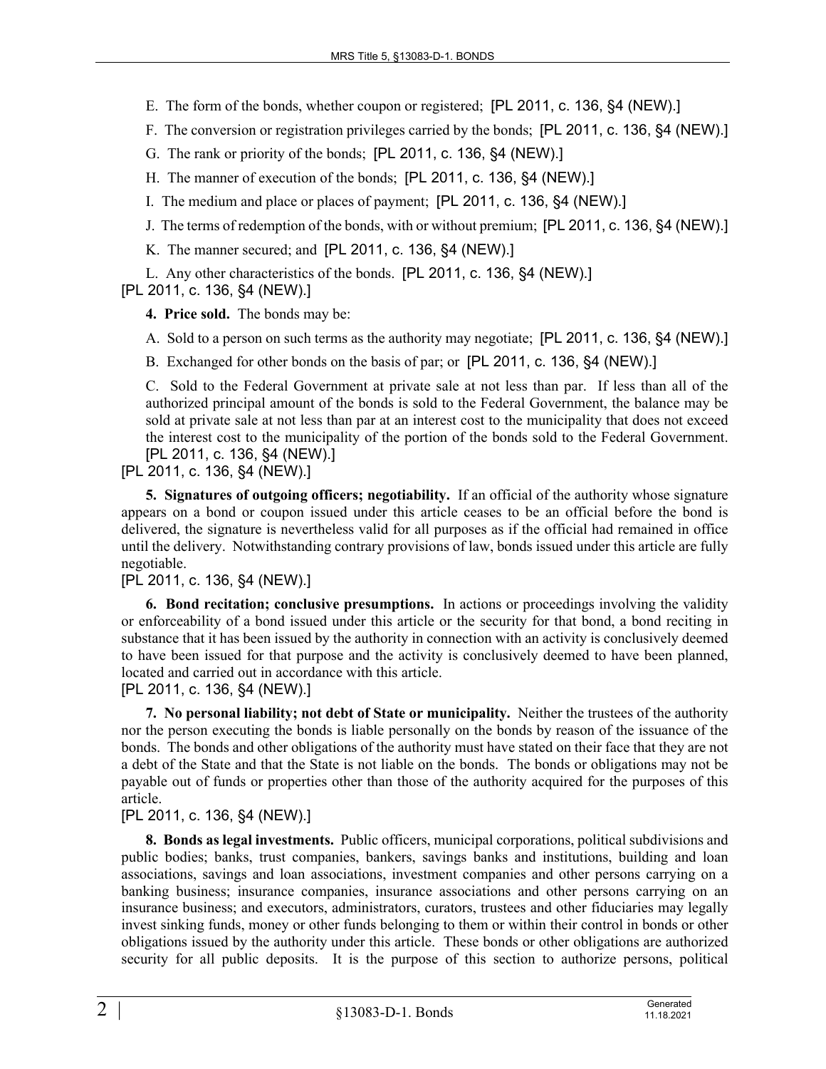E. The form of the bonds, whether coupon or registered; [PL 2011, c. 136, §4 (NEW).]

F. The conversion or registration privileges carried by the bonds; [PL 2011, c. 136, §4 (NEW).]

G. The rank or priority of the bonds; [PL 2011, c. 136, §4 (NEW).]

H. The manner of execution of the bonds; [PL 2011, c. 136, §4 (NEW).]

I. The medium and place or places of payment; [PL 2011, c. 136, §4 (NEW).]

J. The terms of redemption of the bonds, with or without premium; [PL 2011, c. 136, §4 (NEW).]

K. The manner secured; and [PL 2011, c. 136, §4 (NEW).]

L. Any other characteristics of the bonds. [PL 2011, c. 136, §4 (NEW).]

[PL 2011, c. 136, §4 (NEW).]

**4. Price sold.** The bonds may be:

A. Sold to a person on such terms as the authority may negotiate; [PL 2011, c. 136, §4 (NEW).]

B. Exchanged for other bonds on the basis of par; or [PL 2011, c. 136, §4 (NEW).]

C. Sold to the Federal Government at private sale at not less than par. If less than all of the authorized principal amount of the bonds is sold to the Federal Government, the balance may be sold at private sale at not less than par at an interest cost to the municipality that does not exceed the interest cost to the municipality of the portion of the bonds sold to the Federal Government. [PL 2011, c. 136, §4 (NEW).]

[PL 2011, c. 136, §4 (NEW).]

**5. Signatures of outgoing officers; negotiability.** If an official of the authority whose signature appears on a bond or coupon issued under this article ceases to be an official before the bond is delivered, the signature is nevertheless valid for all purposes as if the official had remained in office until the delivery. Notwithstanding contrary provisions of law, bonds issued under this article are fully negotiable.

[PL 2011, c. 136, §4 (NEW).]

**6. Bond recitation; conclusive presumptions.** In actions or proceedings involving the validity or enforceability of a bond issued under this article or the security for that bond, a bond reciting in substance that it has been issued by the authority in connection with an activity is conclusively deemed to have been issued for that purpose and the activity is conclusively deemed to have been planned, located and carried out in accordance with this article.

[PL 2011, c. 136, §4 (NEW).]

**7. No personal liability; not debt of State or municipality.** Neither the trustees of the authority nor the person executing the bonds is liable personally on the bonds by reason of the issuance of the bonds. The bonds and other obligations of the authority must have stated on their face that they are not a debt of the State and that the State is not liable on the bonds. The bonds or obligations may not be payable out of funds or properties other than those of the authority acquired for the purposes of this article.

[PL 2011, c. 136, §4 (NEW).]

**8. Bonds as legal investments.** Public officers, municipal corporations, political subdivisions and public bodies; banks, trust companies, bankers, savings banks and institutions, building and loan associations, savings and loan associations, investment companies and other persons carrying on a banking business; insurance companies, insurance associations and other persons carrying on an insurance business; and executors, administrators, curators, trustees and other fiduciaries may legally invest sinking funds, money or other funds belonging to them or within their control in bonds or other obligations issued by the authority under this article. These bonds or other obligations are authorized security for all public deposits. It is the purpose of this section to authorize persons, political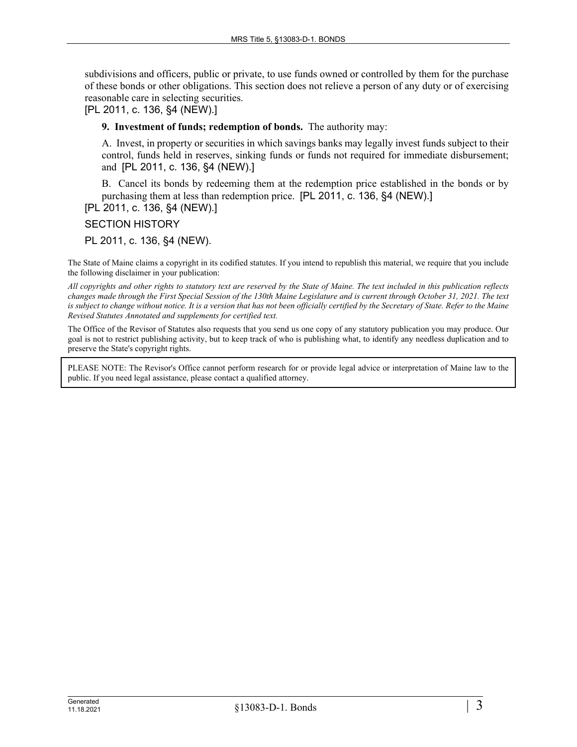subdivisions and officers, public or private, to use funds owned or controlled by them for the purchase of these bonds or other obligations. This section does not relieve a person of any duty or of exercising reasonable care in selecting securities.
[PL 2011, c. 136, §4 (NEW).]

**9. Investment of funds; redemption of bonds.** The authority may:

A. Invest, in property or securities in which savings banks may legally invest funds subject to their control, funds held in reserves, sinking funds or funds not required for immediate disbursement; and [PL 2011, c. 136, §4 (NEW).]

B. Cancel its bonds by redeeming them at the redemption price established in the bonds or by purchasing them at less than redemption price. [PL 2011, c. 136, §4 (NEW).]

[PL 2011, c. 136, §4 (NEW).]

SECTION HISTORY

PL 2011, c. 136, §4 (NEW).

The State of Maine claims a copyright in its codified statutes. If you intend to republish this material, we require that you include the following disclaimer in your publication:

*All copyrights and other rights to statutory text are reserved by the State of Maine. The text included in this publication reflects changes made through the First Special Session of the 130th Maine Legislature and is current through October 31, 2021. The text is subject to change without notice. It is a version that has not been officially certified by the Secretary of State. Refer to the Maine Revised Statutes Annotated and supplements for certified text.*

The Office of the Revisor of Statutes also requests that you send us one copy of any statutory publication you may produce. Our goal is not to restrict publishing activity, but to keep track of who is publishing what, to identify any needless duplication and to preserve the State's copyright rights.

PLEASE NOTE: The Revisor's Office cannot perform research for or provide legal advice or interpretation of Maine law to the public. If you need legal assistance, please contact a qualified attorney.